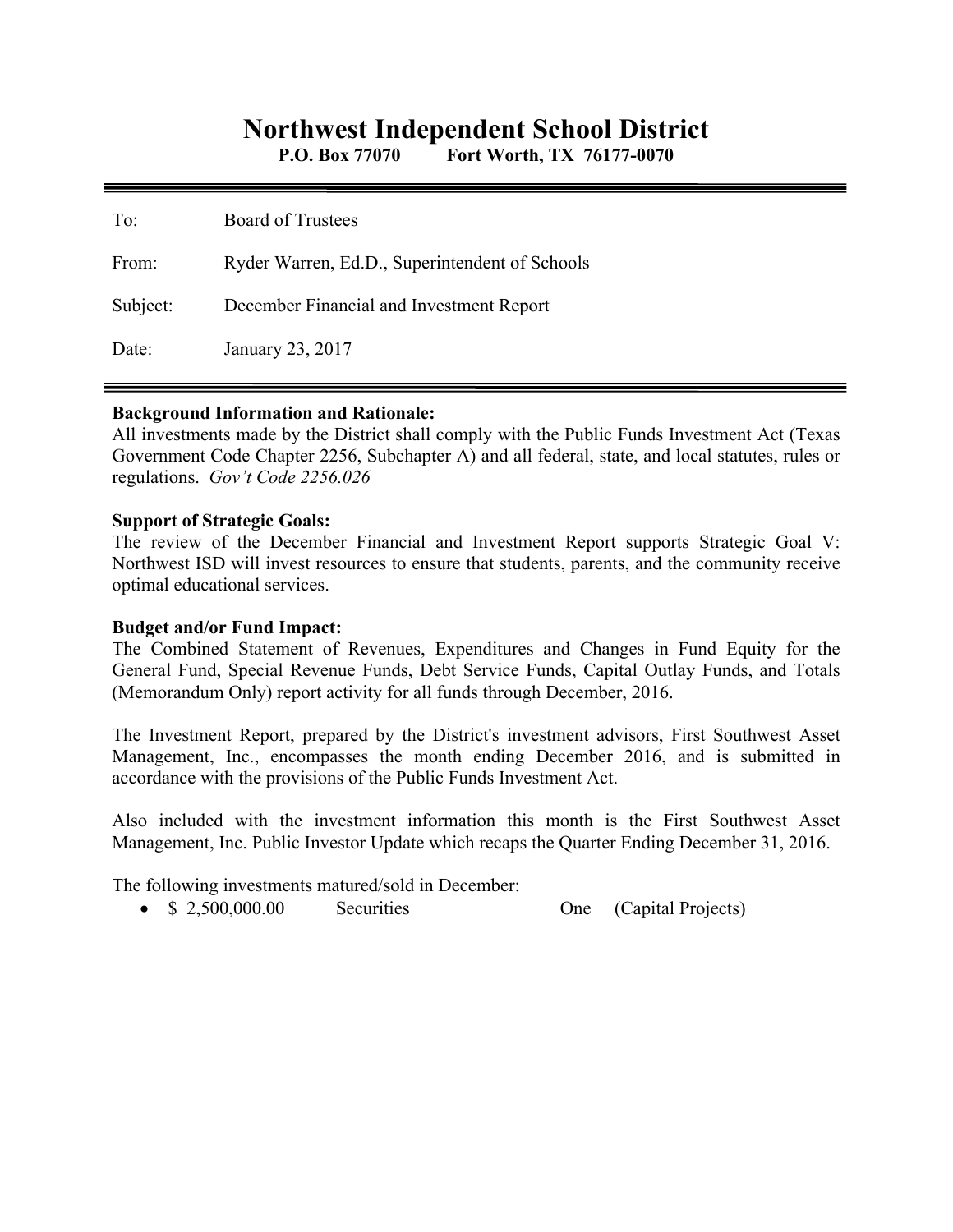# Northwest Independent School District

**P.O. Box 77070 Fort Worth, TX 76177-0070**

---

To: Board of Trustees

From: Ryder Warren, Ed.D., Superintendent of Schools

Subject: December Financial and Investment Report

Date: January 23, 2017

---

**Background Information and Rationale:**
All investments made by the District shall comply with the Public Funds Investment Act (Texas Government Code Chapter 2256, Subchapter A) and all federal, state, and local statutes, rules or regulations. *Gov't Code 2256.026*

**Support of Strategic Goals:**
The review of the December Financial and Investment Report supports Strategic Goal V: Northwest ISD will invest resources to ensure that students, parents, and the community receive optimal educational services.

**Budget and/or Fund Impact:**
The Combined Statement of Revenues, Expenditures and Changes in Fund Equity for the General Fund, Special Revenue Funds, Debt Service Funds, Capital Outlay Funds, and Totals (Memorandum Only) report activity for all funds through December, 2016.

The Investment Report, prepared by the District's investment advisors, First Southwest Asset Management, Inc., encompasses the month ending December 2016, and is submitted in accordance with the provisions of the Public Funds Investment Act.

Also included with the investment information this month is the First Southwest Asset Management, Inc. Public Investor Update which recaps the Quarter Ending December 31, 2016.

The following investments matured/sold in December:

- $ 2,500,000.00 Securities One (Capital Projects)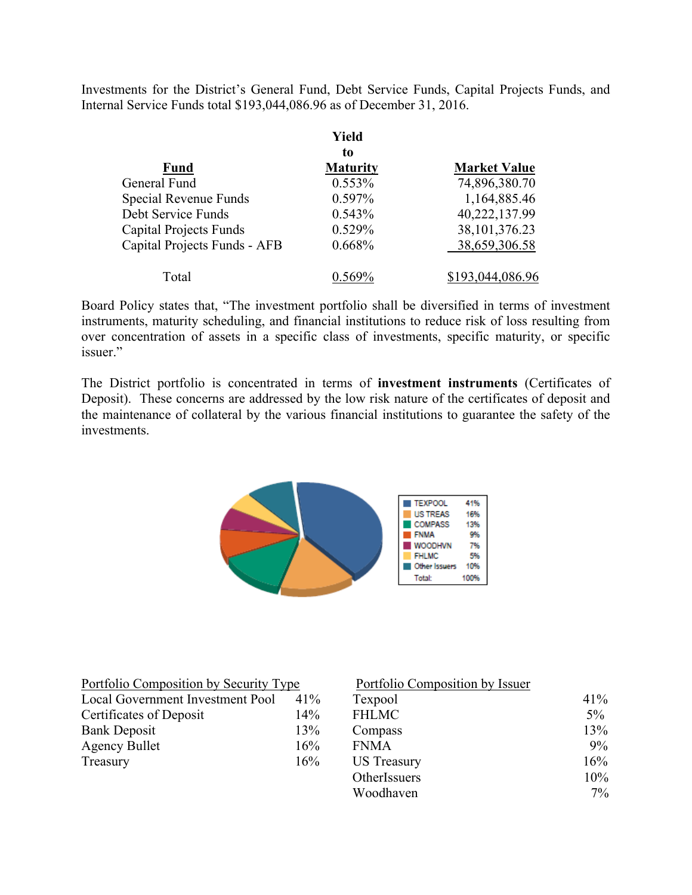Investments for the District's General Fund, Debt Service Funds, Capital Projects Funds, and Internal Service Funds total $193,044,086.96 as of December 31, 2016.

| Fund | Yield to Maturity | Market Value |
|---|---|---|
| General Fund | 0.553% | 74,896,380.70 |
| Special Revenue Funds | 0.597% | 1,164,885.46 |
| Debt Service Funds | 0.543% | 40,222,137.99 |
| Capital Projects Funds | 0.529% | 38,101,376.23 |
| Capital Projects Funds - AFB | 0.668% | 38,659,306.58 |
| Total | 0.569% | $193,044,086.96 |

Board Policy states that, "The investment portfolio shall be diversified in terms of investment instruments, maturity scheduling, and financial institutions to reduce risk of loss resulting from over concentration of assets in a specific class of investments, specific maturity, or specific issuer."

The District portfolio is concentrated in terms of **investment instruments** (Certificates of Deposit). These concerns are addressed by the low risk nature of the certificates of deposit and the maintenance of collateral by the various financial institutions to guarantee the safety of the investments.

| | |
|---|---|
| TEXPOOL | 41% |
| US TREAS | 16% |
| COMPASS | 13% |
| FNMA | 9% |
| WOODHVN | 7% |
| FHLMC | 5% |
| Other Issuers | 10% |
| Total: | 100% |

| Portfolio Composition by Security Type | |
|---|---|
| Local Government Investment Pool | 41% |
| Certificates of Deposit | 14% |
| Bank Deposit | 13% |
| Agency Bullet | 16% |
| Treasury | 16% |

| Portfolio Composition by Issuer | |
|---|---|
| Texpool | 41% |
| FHLMC | 5% |
| Compass | 13% |
| FNMA | 9% |
| US Treasury | 16% |
| OtherIssuers | 10% |
| Woodhaven | 7% |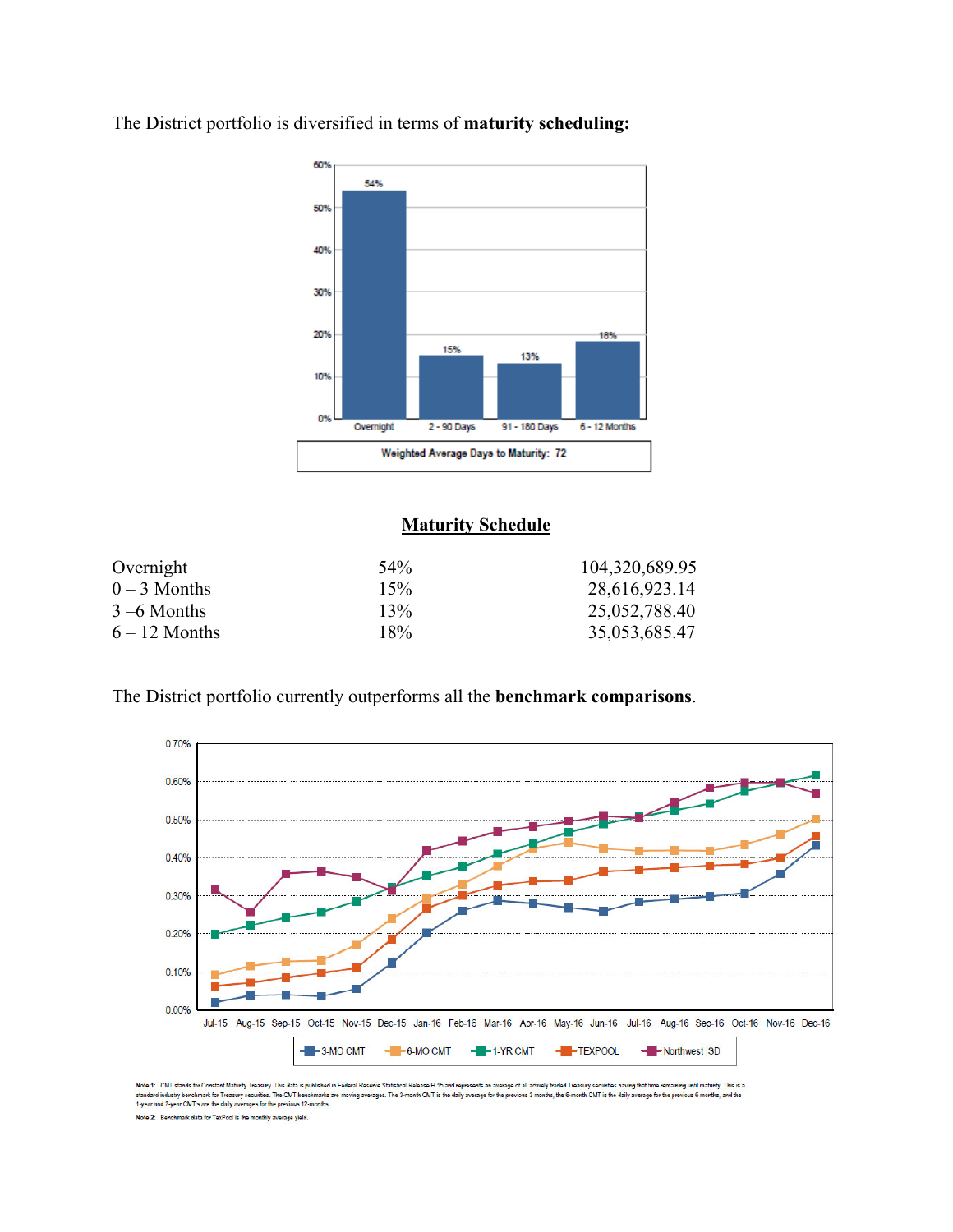The District portfolio is diversified in terms of **maturity scheduling:**

**Maturity Schedule**

| | | |
|---|---|---|
| Overnight | 54% | 104,320,689.95 |
| 0 – 3 Months | 15% | 28,616,923.14 |
| 3 –6 Months | 13% | 25,052,788.40 |
| 6 – 12 Months | 18% | 35,053,685.47 |

The District portfolio currently outperforms all the **benchmark comparisons**.

Note 1: CMT stands for Constant Maturity Treasury. This data is published in Federal Reserve Statistical Release H.15 and represents an average of all actively traded Treasury securities having that time remaining until maturity. This is a standard industry benchmark for Treasury securities. The CMT benchmarks are moving averages. The 3-month CMT is the daily average for the previous 3 months, the 6-month CMT is the daily average for the previous 6 months, and the 1-year and 2-year CMT's are the daily averages for the previous 12-months.

Note 2: Benchmark data for TexPool is the monthly average yield.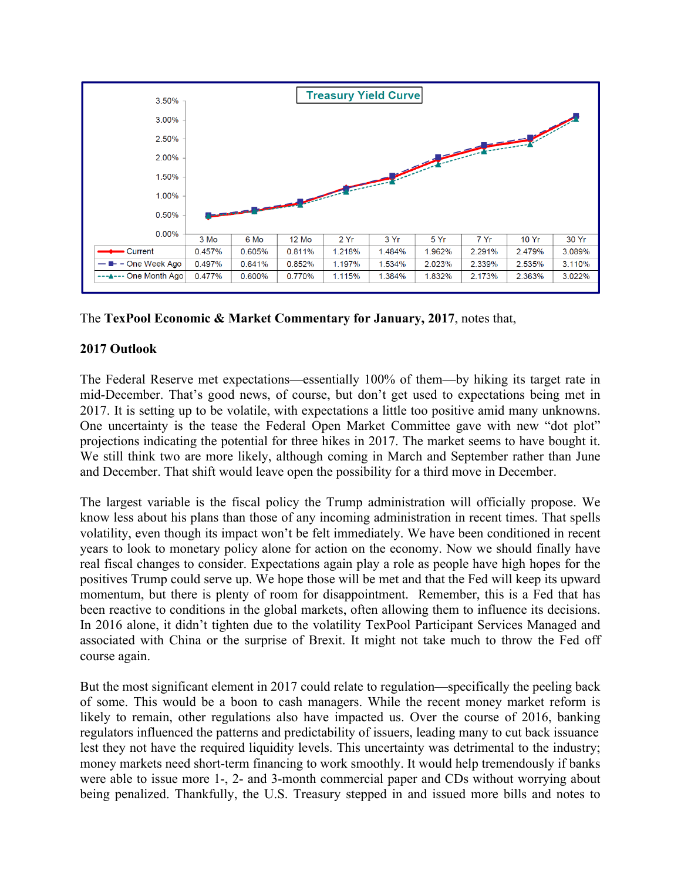**Treasury Yield Curve**

| | 3 Mo | 6 Mo | 12 Mo | 2 Yr | 3 Yr | 5 Yr | 7 Yr | 10 Yr | 30 Yr |
|---|---|---|---|---|---|---|---|---|---|
| Current | 0.457% | 0.605% | 0.811% | 1.218% | 1.484% | 1.962% | 2.291% | 2.479% | 3.089% |
| One Week Ago | 0.497% | 0.641% | 0.852% | 1.197% | 1.534% | 2.023% | 2.339% | 2.535% | 3.110% |
| One Month Ago | 0.477% | 0.600% | 0.770% | 1.115% | 1.384% | 1.832% | 2.173% | 2.363% | 3.022% |

The **TexPool Economic & Market Commentary for January, 2017**, notes that,

**2017 Outlook**

The Federal Reserve met expectations—essentially 100% of them—by hiking its target rate in mid-December. That's good news, of course, but don't get used to expectations being met in 2017. It is setting up to be volatile, with expectations a little too positive amid many unknowns. One uncertainty is the tease the Federal Open Market Committee gave with new "dot plot" projections indicating the potential for three hikes in 2017. The market seems to have bought it. We still think two are more likely, although coming in March and September rather than June and December. That shift would leave open the possibility for a third move in December.

The largest variable is the fiscal policy the Trump administration will officially propose. We know less about his plans than those of any incoming administration in recent times. That spells volatility, even though its impact won't be felt immediately. We have been conditioned in recent years to look to monetary policy alone for action on the economy. Now we should finally have real fiscal changes to consider. Expectations again play a role as people have high hopes for the positives Trump could serve up. We hope those will be met and that the Fed will keep its upward momentum, but there is plenty of room for disappointment. Remember, this is a Fed that has been reactive to conditions in the global markets, often allowing them to influence its decisions. In 2016 alone, it didn't tighten due to the volatility TexPool Participant Services Managed and associated with China or the surprise of Brexit. It might not take much to throw the Fed off course again.

But the most significant element in 2017 could relate to regulation—specifically the peeling back of some. This would be a boon to cash managers. While the recent money market reform is likely to remain, other regulations also have impacted us. Over the course of 2016, banking regulators influenced the patterns and predictability of issuers, leading many to cut back issuance lest they not have the required liquidity levels. This uncertainty was detrimental to the industry; money markets need short-term financing to work smoothly. It would help tremendously if banks were able to issue more 1-, 2- and 3-month commercial paper and CDs without worrying about being penalized. Thankfully, the U.S. Treasury stepped in and issued more bills and notes to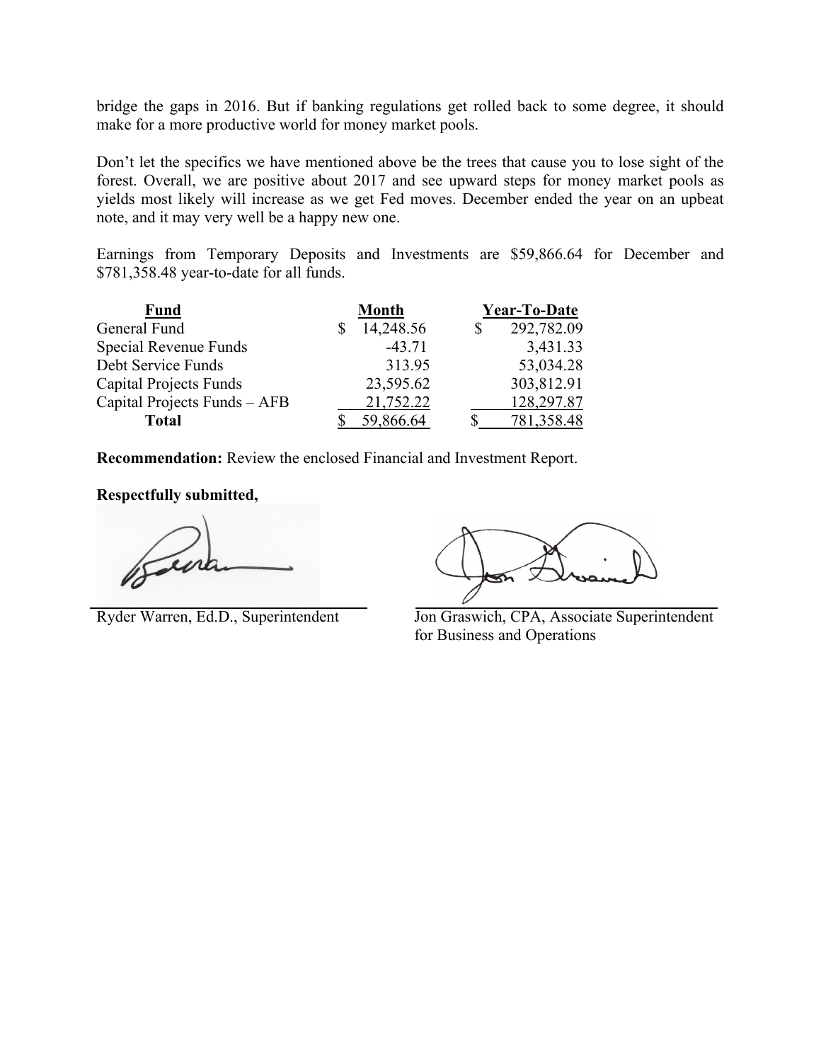bridge the gaps in 2016. But if banking regulations get rolled back to some degree, it should make for a more productive world for money market pools.

Don't let the specifics we have mentioned above be the trees that cause you to lose sight of the forest. Overall, we are positive about 2017 and see upward steps for money market pools as yields most likely will increase as we get Fed moves. December ended the year on an upbeat note, and it may very well be a happy new one.

Earnings from Temporary Deposits and Investments are $59,866.64 for December and $781,358.48 year-to-date for all funds.

| Fund | Month | Year-To-Date |
|---|---|---|
| General Fund | $ 14,248.56 | $ 292,782.09 |
| Special Revenue Funds | -43.71 | 3,431.33 |
| Debt Service Funds | 313.95 | 53,034.28 |
| Capital Projects Funds | 23,595.62 | 303,812.91 |
| Capital Projects Funds – AFB | 21,752.22 | 128,297.87 |
| **Total** | $ 59,866.64 | $ 781,358.48 |

**Recommendation:** Review the enclosed Financial and Investment Report.

**Respectfully submitted,**

Ryder Warren, Ed.D., Superintendent

Jon Graswich, CPA, Associate Superintendent for Business and Operations